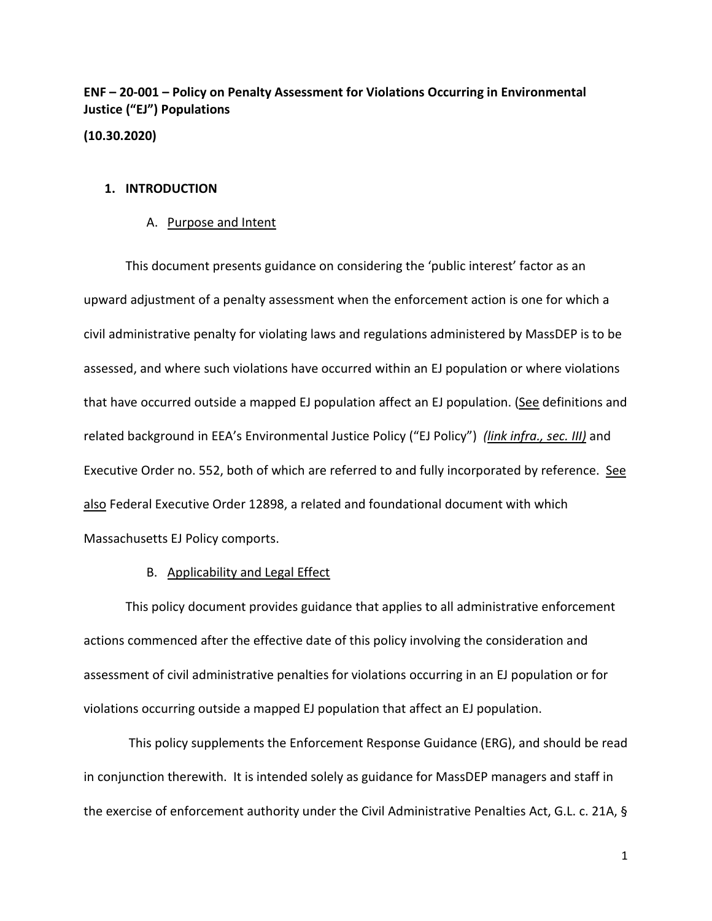**ENF – 20-001 – Policy on Penalty Assessment for Violations Occurring in Environmental Justice ("EJ") Populations**

**(10.30.2020)**

## 1. INTRODUCTION

### A. Purpose and Intent

This document presents guidance on considering the 'public interest' factor as an upward adjustment of a penalty assessment when the enforcement action is one for which a civil administrative penalty for violating laws and regulations administered by MassDEP is to be assessed, and where such violations have occurred within an EJ population or where violations that have occurred outside a mapped EJ population affect an EJ population. (See definitions and related background in EEA's Environmental Justice Policy ("EJ Policy") *(link infra., sec. III)* and Executive Order no. 552, both of which are referred to and fully incorporated by reference. See also Federal Executive Order 12898, a related and foundational document with which Massachusetts EJ Policy comports.

### B. Applicability and Legal Effect

This policy document provides guidance that applies to all administrative enforcement actions commenced after the effective date of this policy involving the consideration and assessment of civil administrative penalties for violations occurring in an EJ population or for violations occurring outside a mapped EJ population that affect an EJ population.

This policy supplements the Enforcement Response Guidance (ERG), and should be read in conjunction therewith. It is intended solely as guidance for MassDEP managers and staff in the exercise of enforcement authority under the Civil Administrative Penalties Act, G.L. c. 21A, §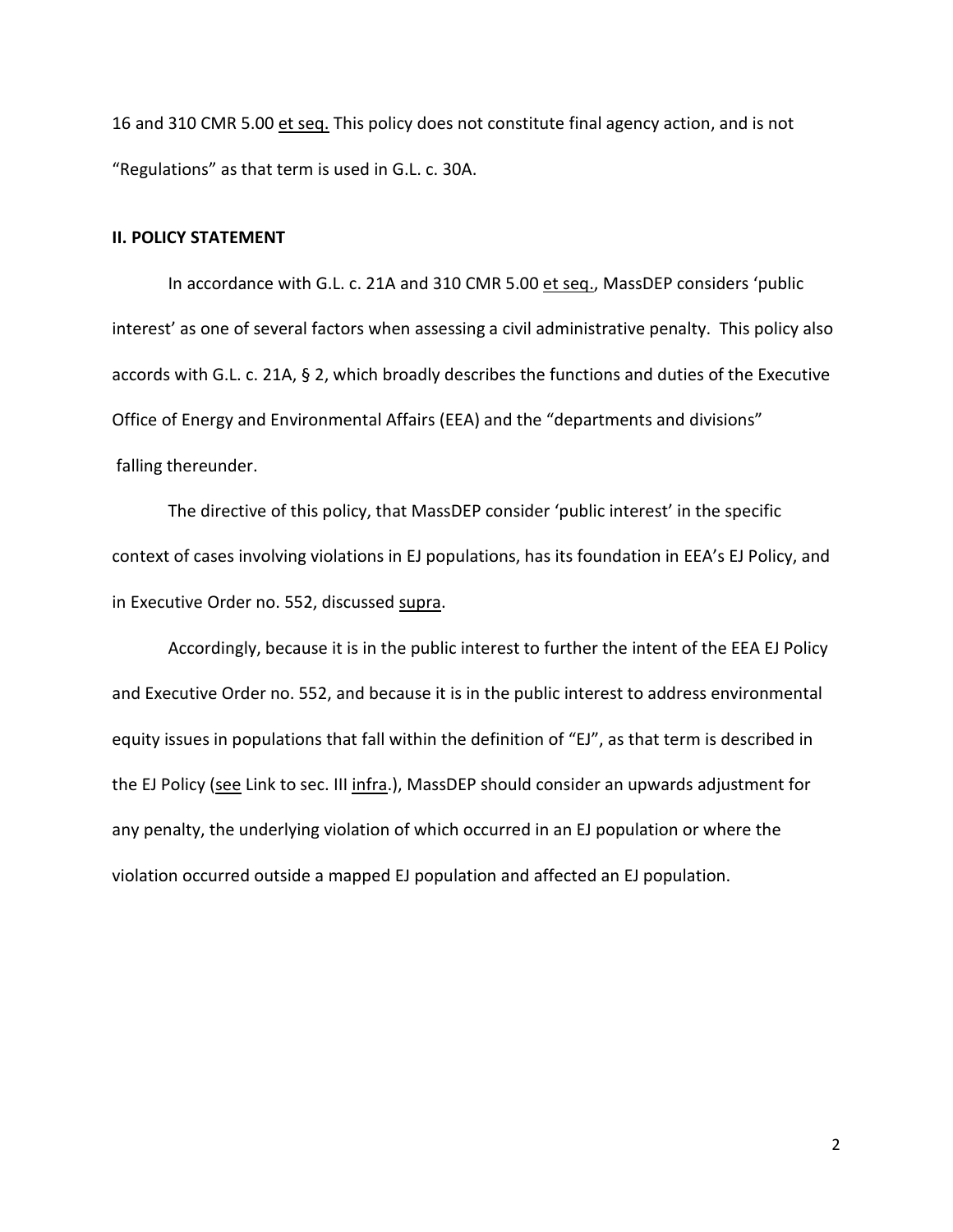16 and 310 CMR 5.00 et seq. This policy does not constitute final agency action, and is not "Regulations" as that term is used in G.L. c. 30A.

## II. POLICY STATEMENT

In accordance with G.L. c. 21A and 310 CMR 5.00 et seq., MassDEP considers 'public interest' as one of several factors when assessing a civil administrative penalty. This policy also accords with G.L. c. 21A, § 2, which broadly describes the functions and duties of the Executive Office of Energy and Environmental Affairs (EEA) and the "departments and divisions" falling thereunder.

The directive of this policy, that MassDEP consider 'public interest' in the specific context of cases involving violations in EJ populations, has its foundation in EEA's EJ Policy, and in Executive Order no. 552, discussed supra.

Accordingly, because it is in the public interest to further the intent of the EEA EJ Policy and Executive Order no. 552, and because it is in the public interest to address environmental equity issues in populations that fall within the definition of "EJ", as that term is described in the EJ Policy (see Link to sec. III infra.), MassDEP should consider an upwards adjustment for any penalty, the underlying violation of which occurred in an EJ population or where the violation occurred outside a mapped EJ population and affected an EJ population.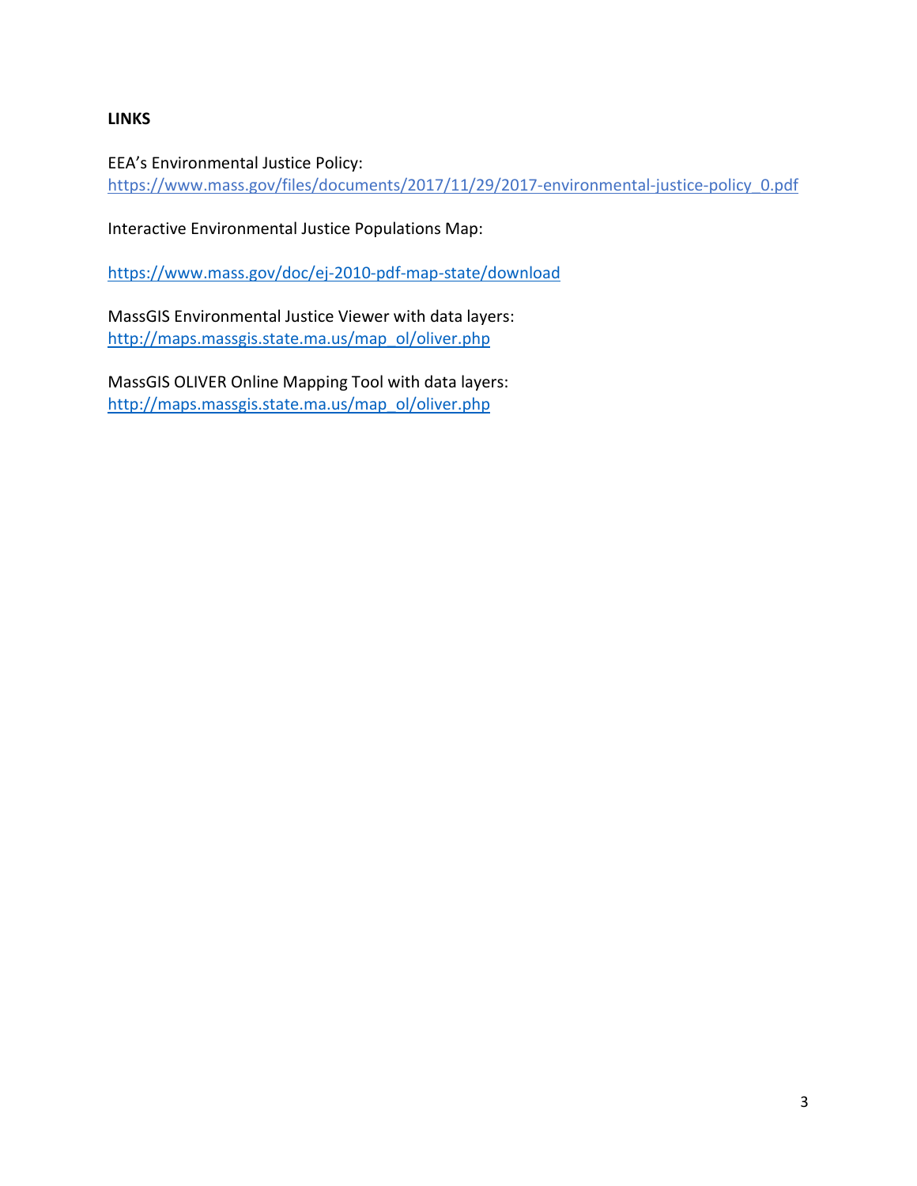**LINKS**

EEA's Environmental Justice Policy:
https://www.mass.gov/files/documents/2017/11/29/2017-environmental-justice-policy_0.pdf

Interactive Environmental Justice Populations Map:

https://www.mass.gov/doc/ej-2010-pdf-map-state/download

MassGIS Environmental Justice Viewer with data layers:
http://maps.massgis.state.ma.us/map_ol/oliver.php

MassGIS OLIVER Online Mapping Tool with data layers:
http://maps.massgis.state.ma.us/map_ol/oliver.php